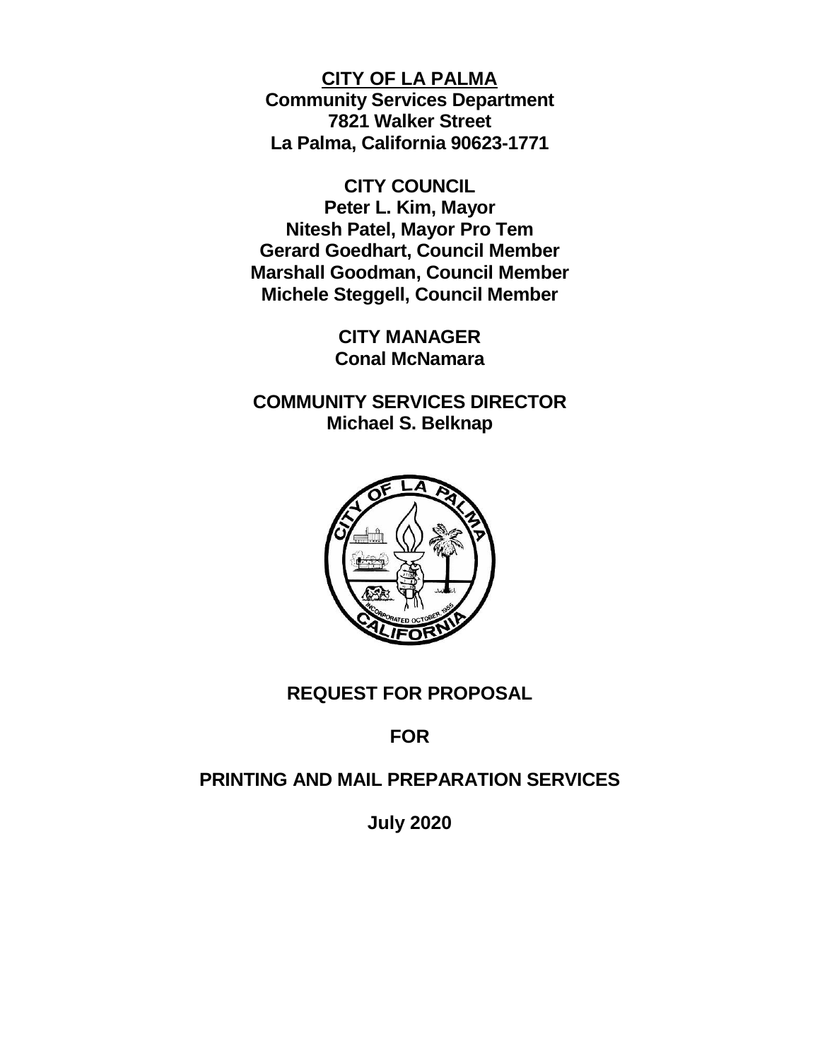**CITY OF LA PALMA**
**Community Services Department**
**7821 Walker Street**
**La Palma, California 90623-1771**

**CITY COUNCIL**
**Peter L. Kim, Mayor**
**Nitesh Patel, Mayor Pro Tem**
**Gerard Goedhart, Council Member**
**Marshall Goodman, Council Member**
**Michele Steggell, Council Member**

**CITY MANAGER**
**Conal McNamara**

**COMMUNITY SERVICES DIRECTOR**
**Michael S. Belknap**

# REQUEST FOR PROPOSAL

# FOR

# PRINTING AND MAIL PREPARATION SERVICES

**July 2020**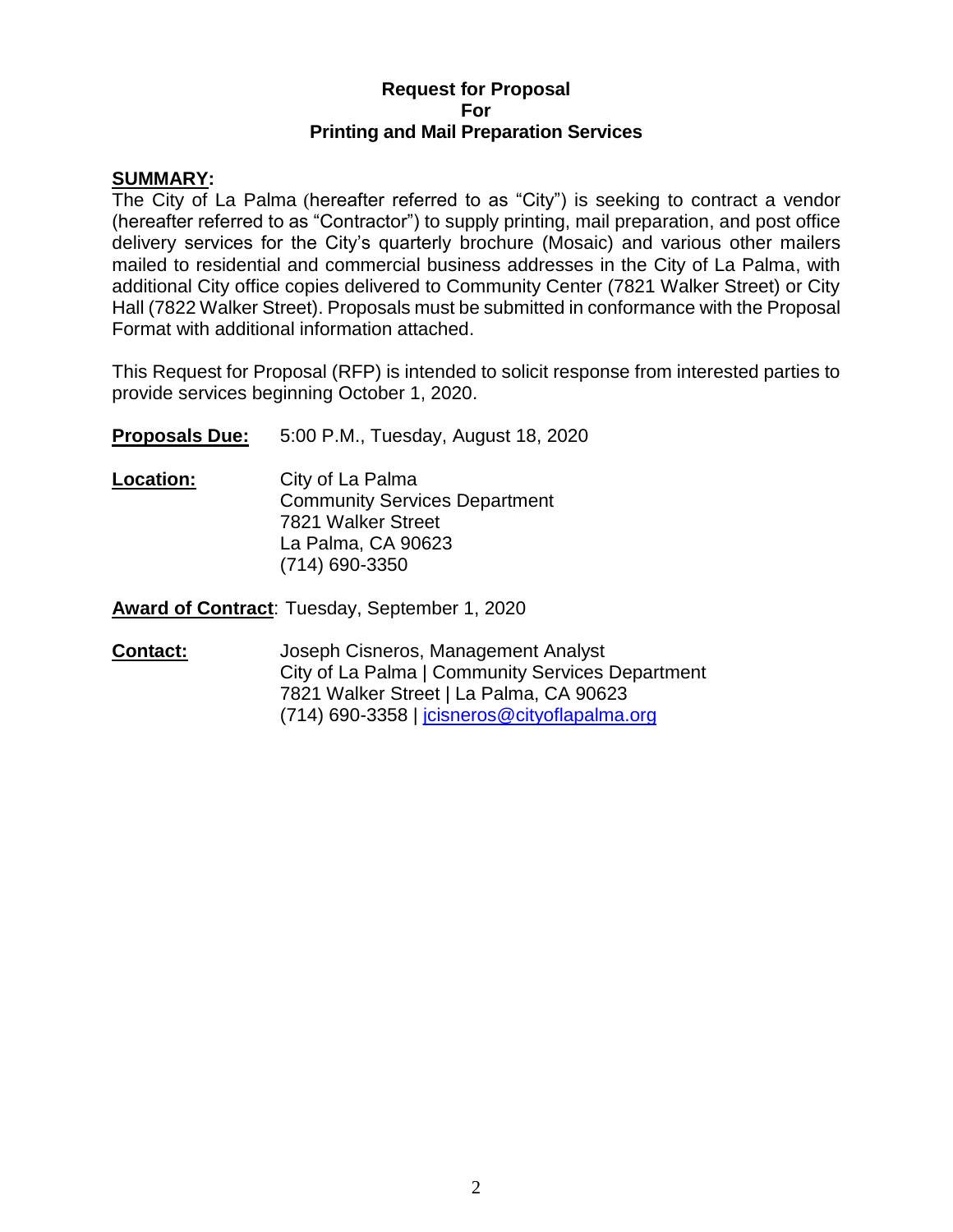**Request for Proposal**
**For**
**Printing and Mail Preparation Services**

**SUMMARY:**

The City of La Palma (hereafter referred to as "City") is seeking to contract a vendor (hereafter referred to as "Contractor") to supply printing, mail preparation, and post office delivery services for the City's quarterly brochure (Mosaic) and various other mailers mailed to residential and commercial business addresses in the City of La Palma, with additional City office copies delivered to Community Center (7821 Walker Street) or City Hall (7822 Walker Street). Proposals must be submitted in conformance with the Proposal Format with additional information attached.

This Request for Proposal (RFP) is intended to solicit response from interested parties to provide services beginning October 1, 2020.

**Proposals Due:** 5:00 P.M., Tuesday, August 18, 2020

**Location:** City of La Palma
Community Services Department
7821 Walker Street
La Palma, CA 90623
(714) 690-3350

**Award of Contract**: Tuesday, September 1, 2020

**Contact:** Joseph Cisneros, Management Analyst
City of La Palma | Community Services Department
7821 Walker Street | La Palma, CA 90623
(714) 690-3358 | jcisneros@cityoflapalma.org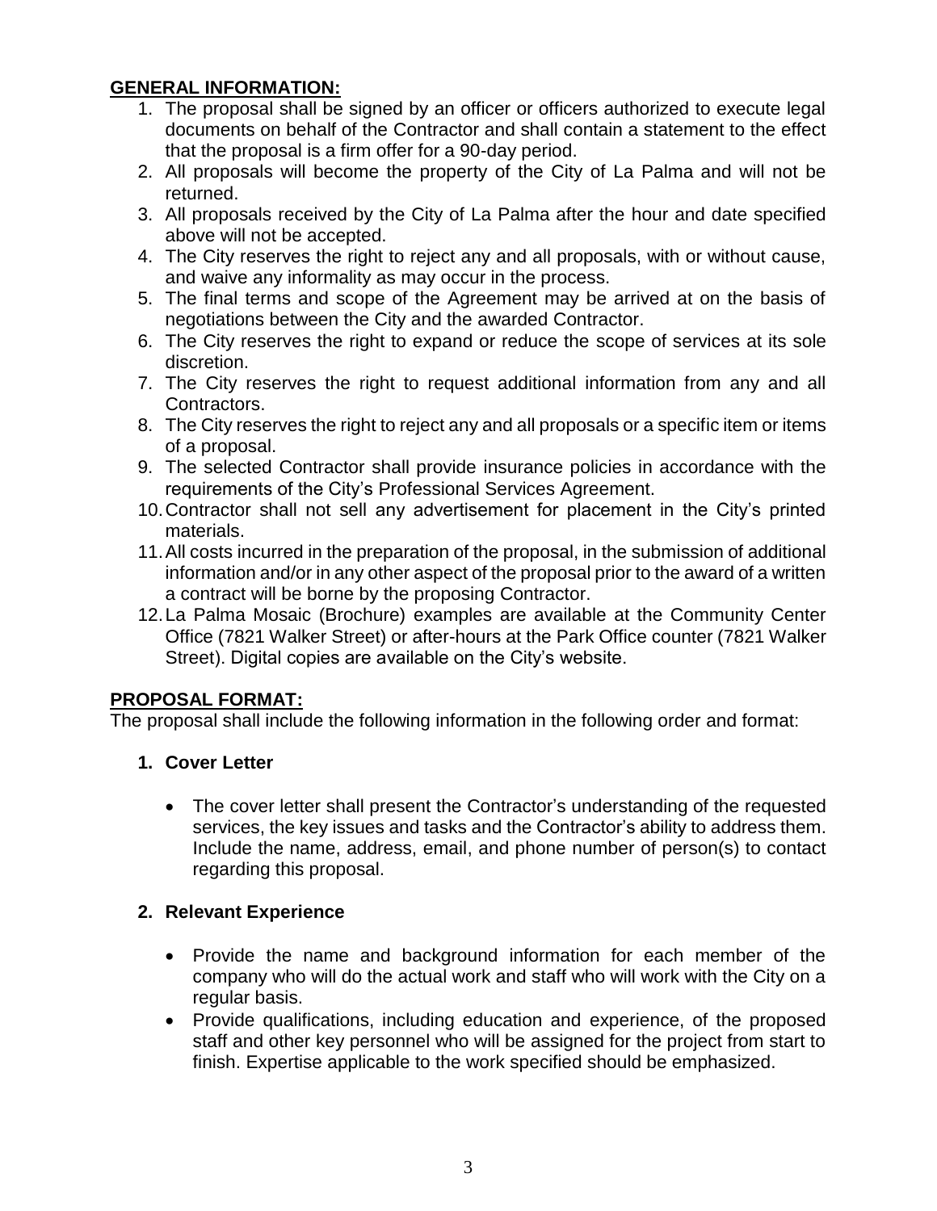**GENERAL INFORMATION:**

1. The proposal shall be signed by an officer or officers authorized to execute legal documents on behalf of the Contractor and shall contain a statement to the effect that the proposal is a firm offer for a 90-day period.
2. All proposals will become the property of the City of La Palma and will not be returned.
3. All proposals received by the City of La Palma after the hour and date specified above will not be accepted.
4. The City reserves the right to reject any and all proposals, with or without cause, and waive any informality as may occur in the process.
5. The final terms and scope of the Agreement may be arrived at on the basis of negotiations between the City and the awarded Contractor.
6. The City reserves the right to expand or reduce the scope of services at its sole discretion.
7. The City reserves the right to request additional information from any and all Contractors.
8. The City reserves the right to reject any and all proposals or a specific item or items of a proposal.
9. The selected Contractor shall provide insurance policies in accordance with the requirements of the City's Professional Services Agreement.
10. Contractor shall not sell any advertisement for placement in the City's printed materials.
11. All costs incurred in the preparation of the proposal, in the submission of additional information and/or in any other aspect of the proposal prior to the award of a written a contract will be borne by the proposing Contractor.
12. La Palma Mosaic (Brochure) examples are available at the Community Center Office (7821 Walker Street) or after-hours at the Park Office counter (7821 Walker Street). Digital copies are available on the City's website.

**PROPOSAL FORMAT:**

The proposal shall include the following information in the following order and format:

**1. Cover Letter**

- The cover letter shall present the Contractor's understanding of the requested services, the key issues and tasks and the Contractor's ability to address them. Include the name, address, email, and phone number of person(s) to contact regarding this proposal.

**2. Relevant Experience**

- Provide the name and background information for each member of the company who will do the actual work and staff who will work with the City on a regular basis.
- Provide qualifications, including education and experience, of the proposed staff and other key personnel who will be assigned for the project from start to finish. Expertise applicable to the work specified should be emphasized.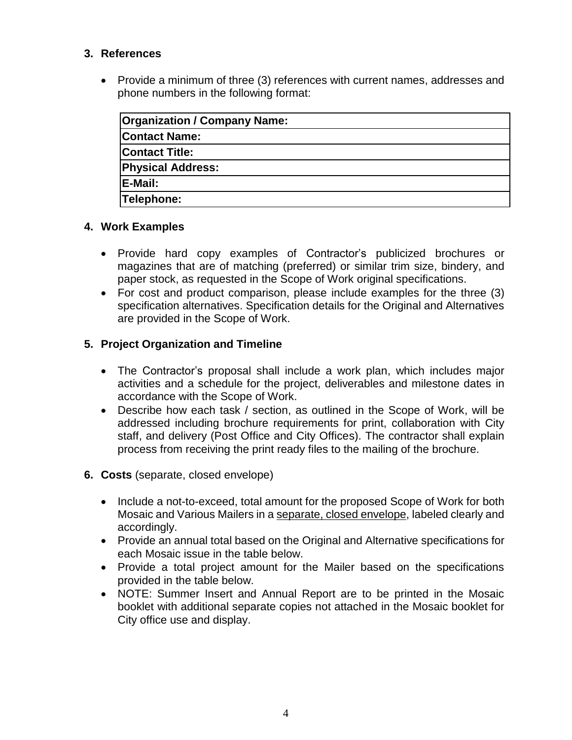## 3. References

- Provide a minimum of three (3) references with current names, addresses and phone numbers in the following format:

| **Organization / Company Name:** |
|---|
| **Contact Name:** |
| **Contact Title:** |
| **Physical Address:** |
| **E-Mail:** |
| **Telephone:** |

## 4. Work Examples

- Provide hard copy examples of Contractor's publicized brochures or magazines that are of matching (preferred) or similar trim size, bindery, and paper stock, as requested in the Scope of Work original specifications.
- For cost and product comparison, please include examples for the three (3) specification alternatives. Specification details for the Original and Alternatives are provided in the Scope of Work.

## 5. Project Organization and Timeline

- The Contractor's proposal shall include a work plan, which includes major activities and a schedule for the project, deliverables and milestone dates in accordance with the Scope of Work.
- Describe how each task / section, as outlined in the Scope of Work, will be addressed including brochure requirements for print, collaboration with City staff, and delivery (Post Office and City Offices). The contractor shall explain process from receiving the print ready files to the mailing of the brochure.

## 6. Costs (separate, closed envelope)

- Include a not-to-exceed, total amount for the proposed Scope of Work for both Mosaic and Various Mailers in a separate, closed envelope, labeled clearly and accordingly.
- Provide an annual total based on the Original and Alternative specifications for each Mosaic issue in the table below.
- Provide a total project amount for the Mailer based on the specifications provided in the table below.
- NOTE: Summer Insert and Annual Report are to be printed in the Mosaic booklet with additional separate copies not attached in the Mosaic booklet for City office use and display.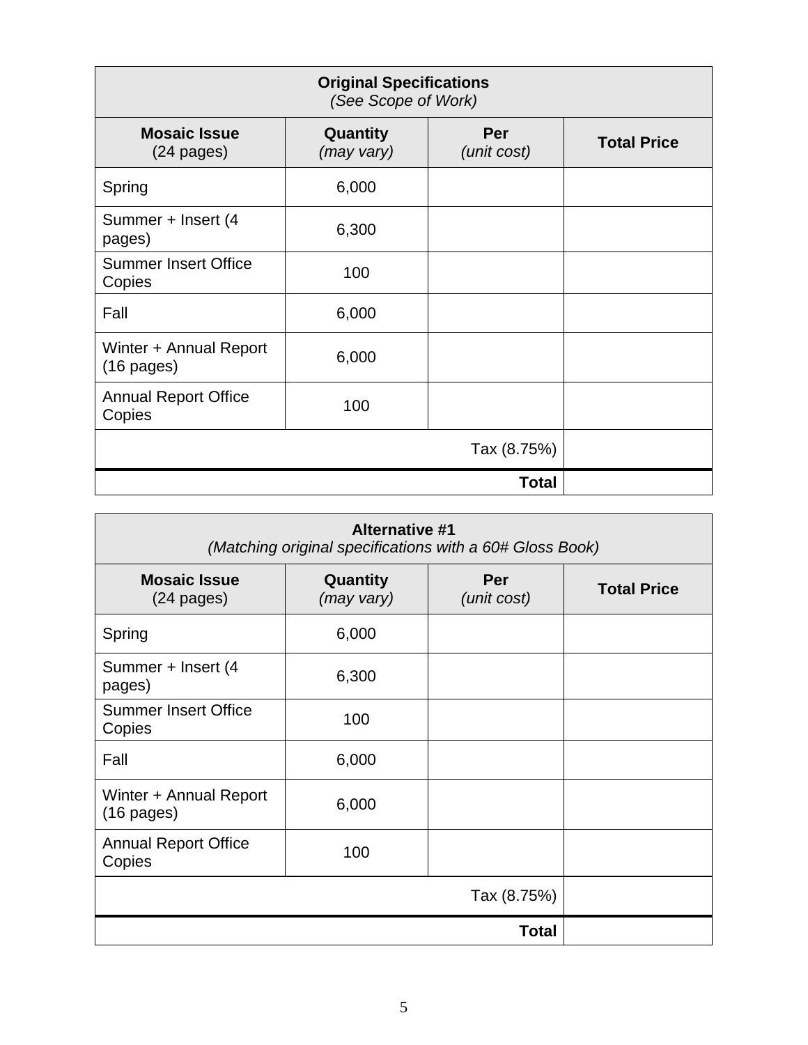| **Original Specifications** *(See Scope of Work)* | | | |
|---|---|---|---|
| **Mosaic Issue** (24 pages) | **Quantity** *(may vary)* | **Per** *(unit cost)* | **Total Price** |
| Spring | 6,000 | | |
| Summer + Insert (4 pages) | 6,300 | | |
| Summer Insert Office Copies | 100 | | |
| Fall | 6,000 | | |
| Winter + Annual Report (16 pages) | 6,000 | | |
| Annual Report Office Copies | 100 | | |
| | | Tax (8.75%) | |
| | | **Total** | |

| **Alternative #1** *(Matching original specifications with a 60# Gloss Book)* | | | |
|---|---|---|---|
| **Mosaic Issue** (24 pages) | **Quantity** *(may vary)* | **Per** *(unit cost)* | **Total Price** |
| Spring | 6,000 | | |
| Summer + Insert (4 pages) | 6,300 | | |
| Summer Insert Office Copies | 100 | | |
| Fall | 6,000 | | |
| Winter + Annual Report (16 pages) | 6,000 | | |
| Annual Report Office Copies | 100 | | |
| | | Tax (8.75%) | |
| | | **Total** | |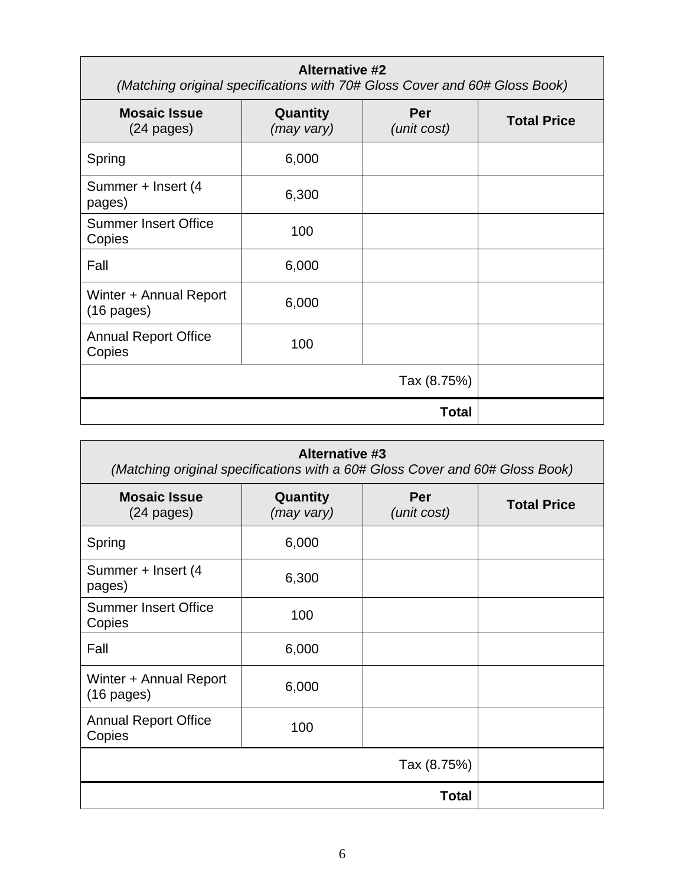| Alternative #2 *(Matching original specifications with 70# Gloss Cover and 60# Gloss Book)* | | | |
|---|---|---|---|
| **Mosaic Issue** (24 pages) | **Quantity** *(may vary)* | **Per** *(unit cost)* | **Total Price** |
| Spring | 6,000 | | |
| Summer + Insert (4 pages) | 6,300 | | |
| Summer Insert Office Copies | 100 | | |
| Fall | 6,000 | | |
| Winter + Annual Report (16 pages) | 6,000 | | |
| Annual Report Office Copies | 100 | | |
| | | Tax (8.75%) | |
| | | **Total** | |

| Alternative #3 *(Matching original specifications with a 60# Gloss Cover and 60# Gloss Book)* | | | |
|---|---|---|---|
| **Mosaic Issue** (24 pages) | **Quantity** *(may vary)* | **Per** *(unit cost)* | **Total Price** |
| Spring | 6,000 | | |
| Summer + Insert (4 pages) | 6,300 | | |
| Summer Insert Office Copies | 100 | | |
| Fall | 6,000 | | |
| Winter + Annual Report (16 pages) | 6,000 | | |
| Annual Report Office Copies | 100 | | |
| | | Tax (8.75%) | |
| | | **Total** | |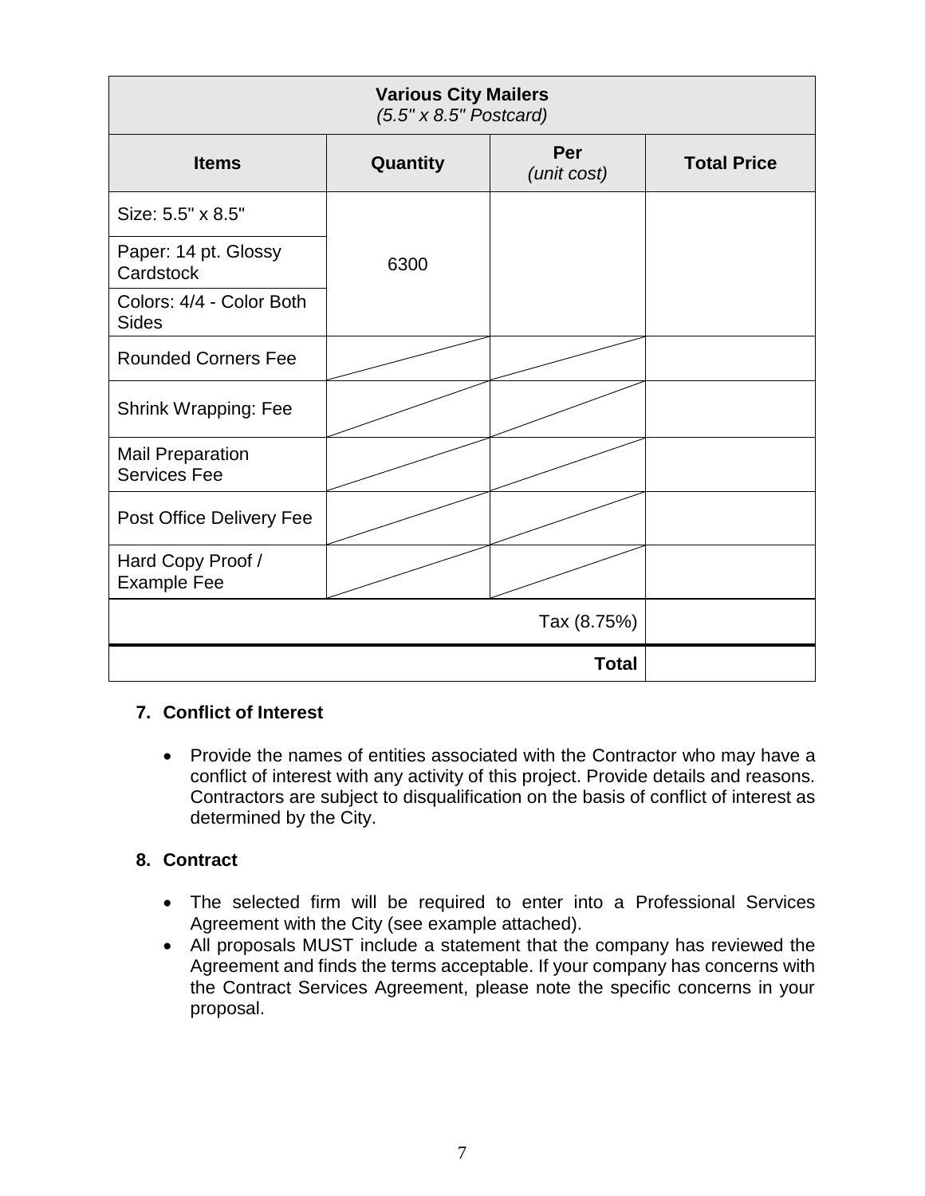| **Various City Mailers**<br>*(5.5" x 8.5" Postcard)* | | | |
|---|---|---|---|
| **Items** | **Quantity** | **Per**<br>*(unit cost)* | **Total Price** |
| Size: 5.5" x 8.5" | 6300 | | |
| Paper: 14 pt. Glossy Cardstock | | | |
| Colors: 4/4 - Color Both Sides | | | |
| Rounded Corners Fee | | | |
| Shrink Wrapping: Fee | | | |
| Mail Preparation Services Fee | | | |
| Post Office Delivery Fee | | | |
| Hard Copy Proof / Example Fee | | | |
| | | Tax (8.75%) | |
| | | **Total** | |

**7. Conflict of Interest**

- Provide the names of entities associated with the Contractor who may have a conflict of interest with any activity of this project. Provide details and reasons. Contractors are subject to disqualification on the basis of conflict of interest as determined by the City.

**8. Contract**

- The selected firm will be required to enter into a Professional Services Agreement with the City (see example attached).
- All proposals MUST include a statement that the company has reviewed the Agreement and finds the terms acceptable. If your company has concerns with the Contract Services Agreement, please note the specific concerns in your proposal.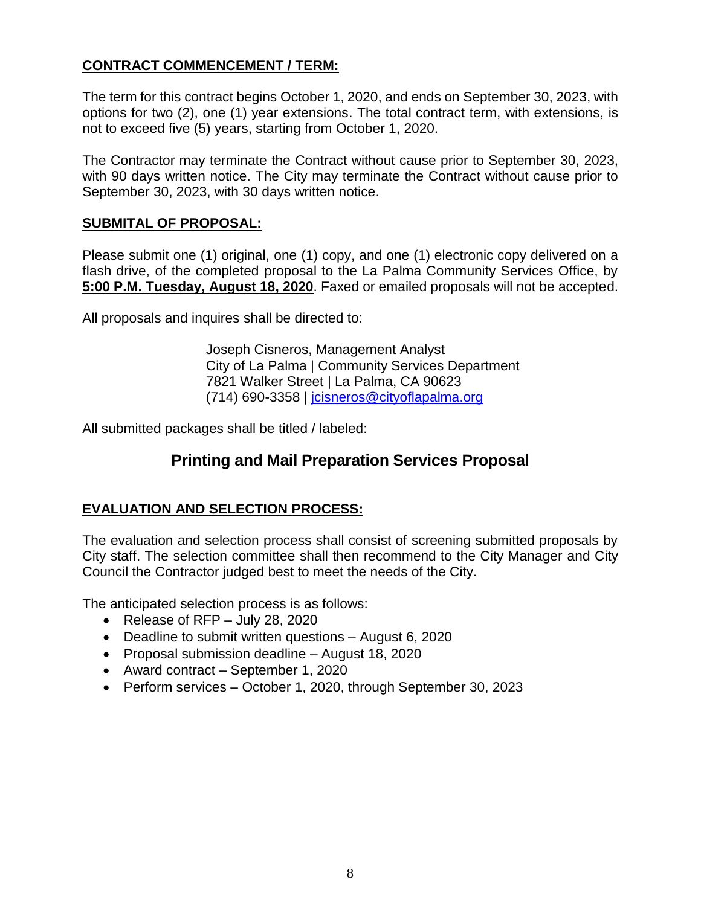## CONTRACT COMMENCEMENT / TERM:

The term for this contract begins October 1, 2020, and ends on September 30, 2023, with options for two (2), one (1) year extensions. The total contract term, with extensions, is not to exceed five (5) years, starting from October 1, 2020.

The Contractor may terminate the Contract without cause prior to September 30, 2023, with 90 days written notice. The City may terminate the Contract without cause prior to September 30, 2023, with 30 days written notice.

## SUBMITAL OF PROPOSAL:

Please submit one (1) original, one (1) copy, and one (1) electronic copy delivered on a flash drive, of the completed proposal to the La Palma Community Services Office, by **5:00 P.M. Tuesday, August 18, 2020**. Faxed or emailed proposals will not be accepted.

All proposals and inquires shall be directed to:

Joseph Cisneros, Management Analyst
City of La Palma | Community Services Department
7821 Walker Street | La Palma, CA 90623
(714) 690-3358 | jcisneros@cityoflapalma.org

All submitted packages shall be titled / labeled:

### Printing and Mail Preparation Services Proposal

## EVALUATION AND SELECTION PROCESS:

The evaluation and selection process shall consist of screening submitted proposals by City staff. The selection committee shall then recommend to the City Manager and City Council the Contractor judged best to meet the needs of the City.

The anticipated selection process is as follows:

- Release of RFP – July 28, 2020
- Deadline to submit written questions – August 6, 2020
- Proposal submission deadline – August 18, 2020
- Award contract – September 1, 2020
- Perform services – October 1, 2020, through September 30, 2023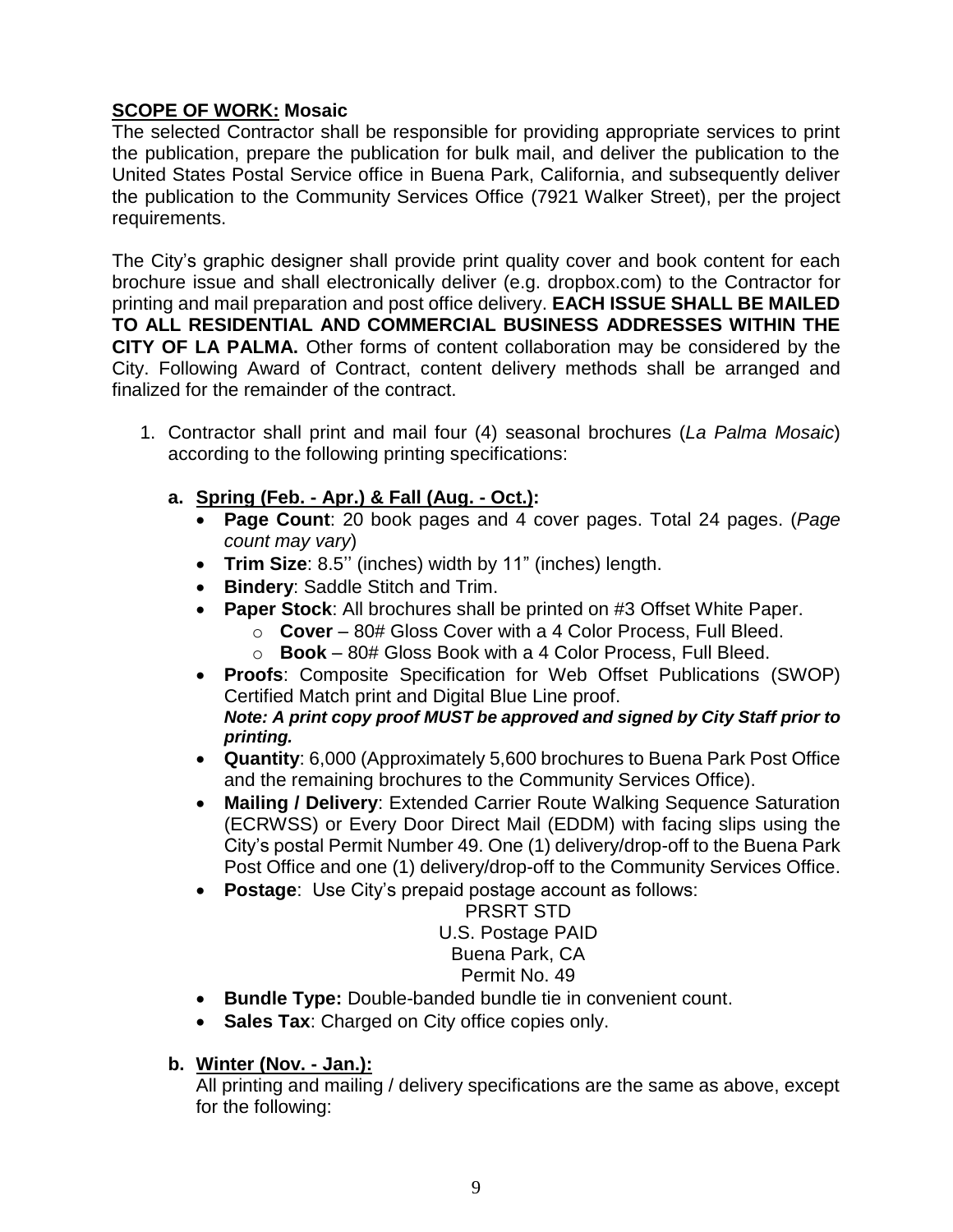**<u>SCOPE OF WORK:</u> Mosaic**

The selected Contractor shall be responsible for providing appropriate services to print the publication, prepare the publication for bulk mail, and deliver the publication to the United States Postal Service office in Buena Park, California, and subsequently deliver the publication to the Community Services Office (7921 Walker Street), per the project requirements.

The City's graphic designer shall provide print quality cover and book content for each brochure issue and shall electronically deliver (e.g. dropbox.com) to the Contractor for printing and mail preparation and post office delivery. **EACH ISSUE SHALL BE MAILED TO ALL RESIDENTIAL AND COMMERCIAL BUSINESS ADDRESSES WITHIN THE CITY OF LA PALMA.** Other forms of content collaboration may be considered by the City. Following Award of Contract, content delivery methods shall be arranged and finalized for the remainder of the contract.

1. Contractor shall print and mail four (4) seasonal brochures (*La Palma Mosaic*) according to the following printing specifications:

   **a. <u>Spring (Feb. - Apr.) & Fall (Aug. - Oct.)</u>:**
   - **Page Count**: 20 book pages and 4 cover pages. Total 24 pages. (*Page count may vary*)
   - **Trim Size**: 8.5'' (inches) width by 11" (inches) length.
   - **Bindery**: Saddle Stitch and Trim.
   - **Paper Stock**: All brochures shall be printed on #3 Offset White Paper.
     - **Cover** – 80# Gloss Cover with a 4 Color Process, Full Bleed.
     - **Book** – 80# Gloss Book with a 4 Color Process, Full Bleed.
   - **Proofs**: Composite Specification for Web Offset Publications (SWOP) Certified Match print and Digital Blue Line proof.
     ***Note: A print copy proof MUST be approved and signed by City Staff prior to printing.***
   - **Quantity**: 6,000 (Approximately 5,600 brochures to Buena Park Post Office and the remaining brochures to the Community Services Office).
   - **Mailing / Delivery**: Extended Carrier Route Walking Sequence Saturation (ECRWSS) or Every Door Direct Mail (EDDM) with facing slips using the City's postal Permit Number 49. One (1) delivery/drop-off to the Buena Park Post Office and one (1) delivery/drop-off to the Community Services Office.
   - **Postage**: Use City's prepaid postage account as follows:

     PRSRT STD
     U.S. Postage PAID
     Buena Park, CA
     Permit No. 49
   - **Bundle Type:** Double-banded bundle tie in convenient count.
   - **Sales Tax**: Charged on City office copies only.

   **b. <u>Winter (Nov. - Jan.):</u>**

   All printing and mailing / delivery specifications are the same as above, except for the following: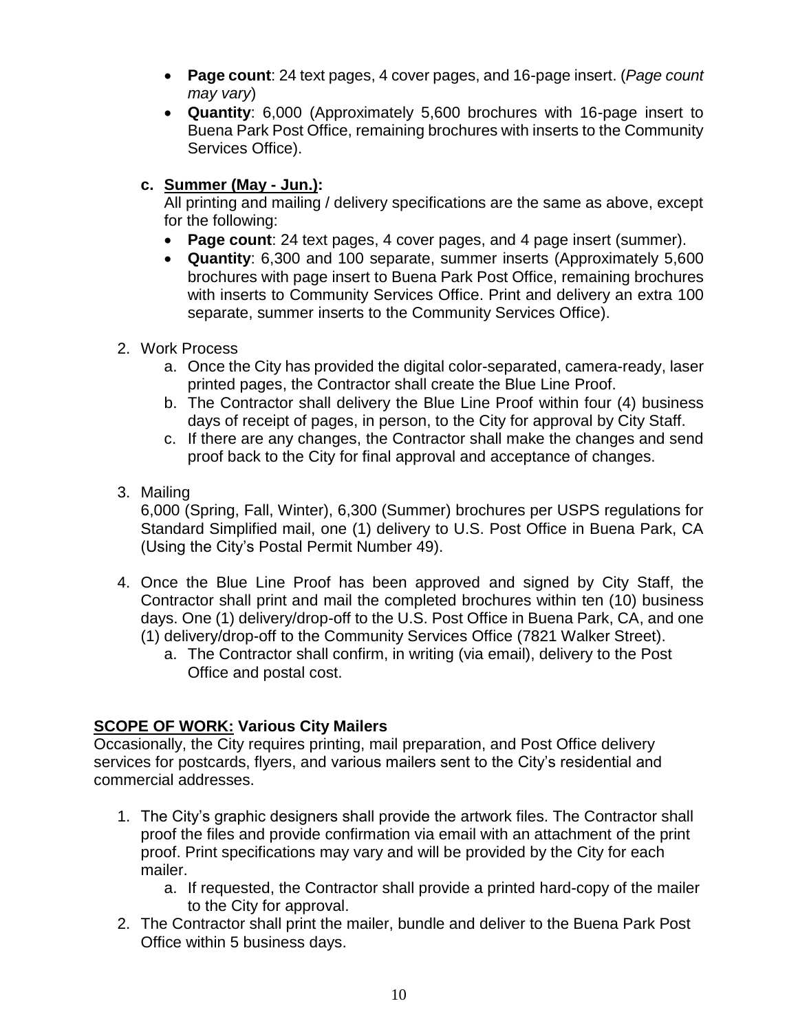- **Page count**: 24 text pages, 4 cover pages, and 16-page insert. (*Page count may vary*)
- **Quantity**: 6,000 (Approximately 5,600 brochures with 16-page insert to Buena Park Post Office, remaining brochures with inserts to the Community Services Office).

**c. Summer (May - Jun.):**

All printing and mailing / delivery specifications are the same as above, except for the following:

- **Page count**: 24 text pages, 4 cover pages, and 4 page insert (summer).
- **Quantity**: 6,300 and 100 separate, summer inserts (Approximately 5,600 brochures with page insert to Buena Park Post Office, remaining brochures with inserts to Community Services Office. Print and delivery an extra 100 separate, summer inserts to the Community Services Office).

2. Work Process
   a. Once the City has provided the digital color-separated, camera-ready, laser printed pages, the Contractor shall create the Blue Line Proof.
   b. The Contractor shall delivery the Blue Line Proof within four (4) business days of receipt of pages, in person, to the City for approval by City Staff.
   c. If there are any changes, the Contractor shall make the changes and send proof back to the City for final approval and acceptance of changes.

3. Mailing

   6,000 (Spring, Fall, Winter), 6,300 (Summer) brochures per USPS regulations for Standard Simplified mail, one (1) delivery to U.S. Post Office in Buena Park, CA (Using the City's Postal Permit Number 49).

4. Once the Blue Line Proof has been approved and signed by City Staff, the Contractor shall print and mail the completed brochures within ten (10) business days. One (1) delivery/drop-off to the U.S. Post Office in Buena Park, CA, and one (1) delivery/drop-off to the Community Services Office (7821 Walker Street).
   a. The Contractor shall confirm, in writing (via email), delivery to the Post Office and postal cost.

**SCOPE OF WORK: Various City Mailers**

Occasionally, the City requires printing, mail preparation, and Post Office delivery services for postcards, flyers, and various mailers sent to the City's residential and commercial addresses.

1. The City's graphic designers shall provide the artwork files. The Contractor shall proof the files and provide confirmation via email with an attachment of the print proof. Print specifications may vary and will be provided by the City for each mailer.
   a. If requested, the Contractor shall provide a printed hard-copy of the mailer to the City for approval.
2. The Contractor shall print the mailer, bundle and deliver to the Buena Park Post Office within 5 business days.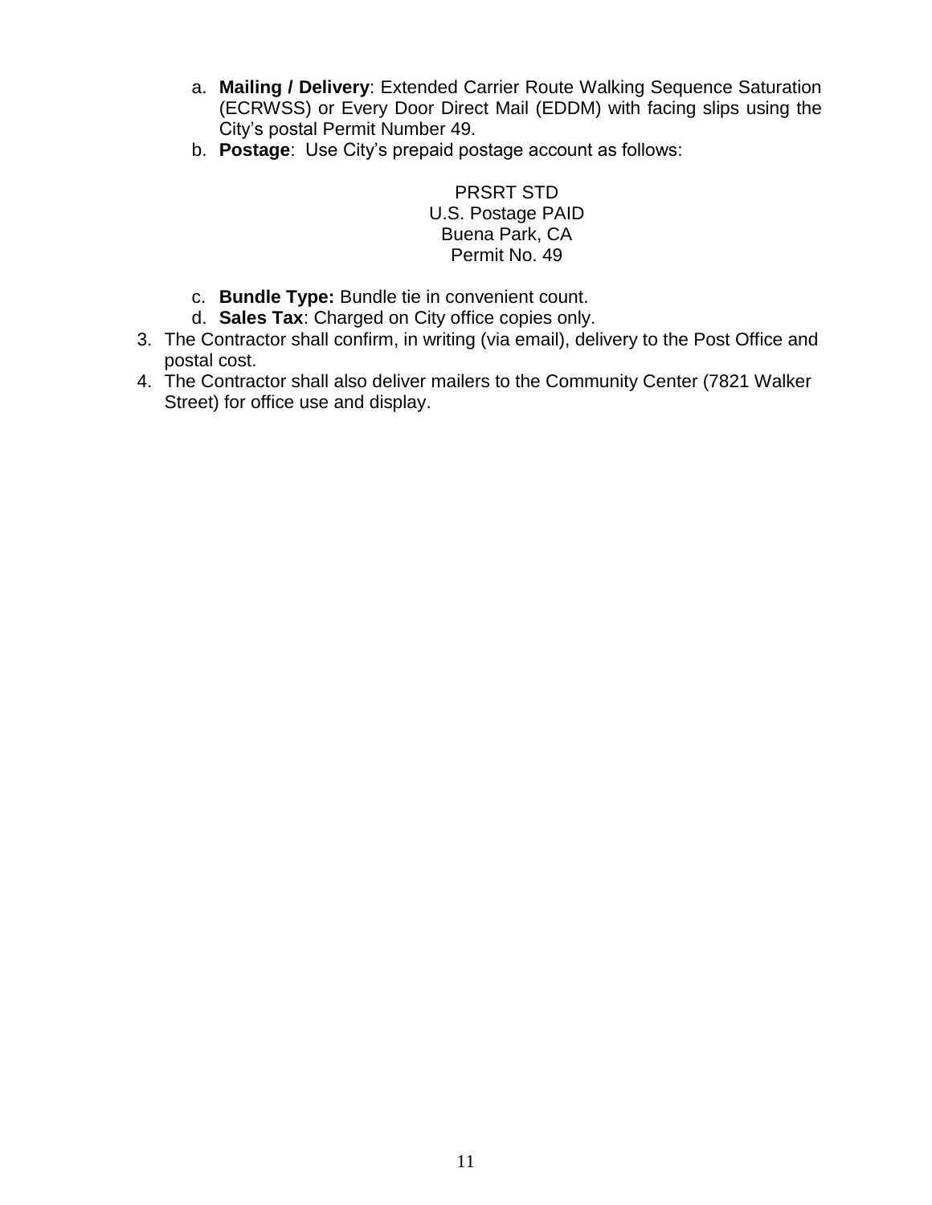a. **Mailing / Delivery**: Extended Carrier Route Walking Sequence Saturation (ECRWSS) or Every Door Direct Mail (EDDM) with facing slips using the City's postal Permit Number 49.
   b. **Postage**: Use City's prepaid postage account as follows:

      PRSRT STD
      U.S. Postage PAID
      Buena Park, CA
      Permit No. 49

   c. **Bundle Type:** Bundle tie in convenient count.
   d. **Sales Tax**: Charged on City office copies only.
3. The Contractor shall confirm, in writing (via email), delivery to the Post Office and postal cost.
4. The Contractor shall also deliver mailers to the Community Center (7821 Walker Street) for office use and display.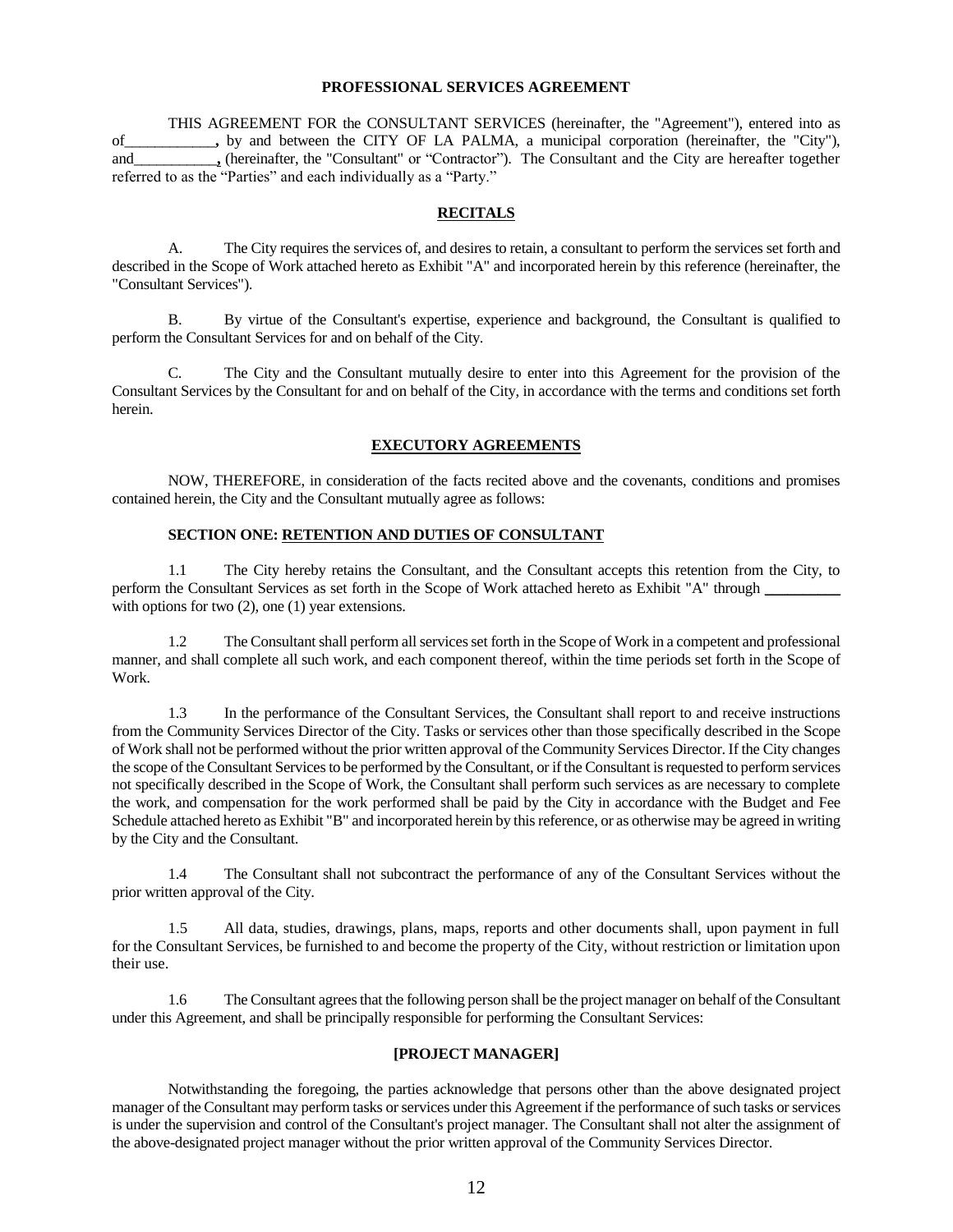# PROFESSIONAL SERVICES AGREEMENT

THIS AGREEMENT FOR the CONSULTANT SERVICES (hereinafter, the "Agreement"), entered into as of\_\_\_\_\_\_\_\_\_\_\_\_, by and between the CITY OF LA PALMA, a municipal corporation (hereinafter, the "City"), and\_\_\_\_\_\_\_\_\_\_\_, (hereinafter, the "Consultant" or "Contractor"). The Consultant and the City are hereafter together referred to as the "Parties" and each individually as a "Party."

## RECITALS

A. The City requires the services of, and desires to retain, a consultant to perform the services set forth and described in the Scope of Work attached hereto as Exhibit "A" and incorporated herein by this reference (hereinafter, the "Consultant Services").

B. By virtue of the Consultant's expertise, experience and background, the Consultant is qualified to perform the Consultant Services for and on behalf of the City.

C. The City and the Consultant mutually desire to enter into this Agreement for the provision of the Consultant Services by the Consultant for and on behalf of the City, in accordance with the terms and conditions set forth herein.

## EXECUTORY AGREEMENTS

NOW, THEREFORE, in consideration of the facts recited above and the covenants, conditions and promises contained herein, the City and the Consultant mutually agree as follows:

### SECTION ONE: RETENTION AND DUTIES OF CONSULTANT

1.1 The City hereby retains the Consultant, and the Consultant accepts this retention from the City, to perform the Consultant Services as set forth in the Scope of Work attached hereto as Exhibit "A" through \_\_\_\_\_\_\_\_\_\_ with options for two (2), one (1) year extensions.

1.2 The Consultant shall perform all services set forth in the Scope of Work in a competent and professional manner, and shall complete all such work, and each component thereof, within the time periods set forth in the Scope of Work.

1.3 In the performance of the Consultant Services, the Consultant shall report to and receive instructions from the Community Services Director of the City. Tasks or services other than those specifically described in the Scope of Work shall not be performed without the prior written approval of the Community Services Director. If the City changes the scope of the Consultant Services to be performed by the Consultant, or if the Consultant is requested to perform services not specifically described in the Scope of Work, the Consultant shall perform such services as are necessary to complete the work, and compensation for the work performed shall be paid by the City in accordance with the Budget and Fee Schedule attached hereto as Exhibit "B" and incorporated herein by this reference, or as otherwise may be agreed in writing by the City and the Consultant.

1.4 The Consultant shall not subcontract the performance of any of the Consultant Services without the prior written approval of the City.

1.5 All data, studies, drawings, plans, maps, reports and other documents shall, upon payment in full for the Consultant Services, be furnished to and become the property of the City, without restriction or limitation upon their use.

1.6 The Consultant agrees that the following person shall be the project manager on behalf of the Consultant under this Agreement, and shall be principally responsible for performing the Consultant Services:

**[PROJECT MANAGER]**

Notwithstanding the foregoing, the parties acknowledge that persons other than the above designated project manager of the Consultant may perform tasks or services under this Agreement if the performance of such tasks or services is under the supervision and control of the Consultant's project manager. The Consultant shall not alter the assignment of the above-designated project manager without the prior written approval of the Community Services Director.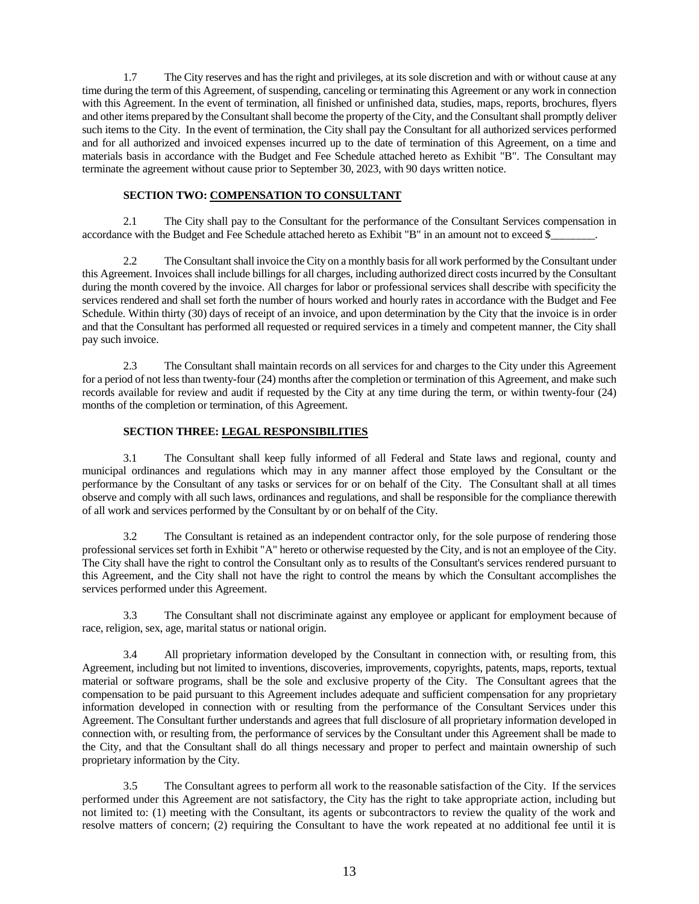1.7 The City reserves and has the right and privileges, at its sole discretion and with or without cause at any time during the term of this Agreement, of suspending, canceling or terminating this Agreement or any work in connection with this Agreement. In the event of termination, all finished or unfinished data, studies, maps, reports, brochures, flyers and other items prepared by the Consultant shall become the property of the City, and the Consultant shall promptly deliver such items to the City. In the event of termination, the City shall pay the Consultant for all authorized services performed and for all authorized and invoiced expenses incurred up to the date of termination of this Agreement, on a time and materials basis in accordance with the Budget and Fee Schedule attached hereto as Exhibit "B". The Consultant may terminate the agreement without cause prior to September 30, 2023, with 90 days written notice.

### SECTION TWO: COMPENSATION TO CONSULTANT

2.1 The City shall pay to the Consultant for the performance of the Consultant Services compensation in accordance with the Budget and Fee Schedule attached hereto as Exhibit "B" in an amount not to exceed $________.

2.2 The Consultant shall invoice the City on a monthly basis for all work performed by the Consultant under this Agreement. Invoices shall include billings for all charges, including authorized direct costs incurred by the Consultant during the month covered by the invoice. All charges for labor or professional services shall describe with specificity the services rendered and shall set forth the number of hours worked and hourly rates in accordance with the Budget and Fee Schedule. Within thirty (30) days of receipt of an invoice, and upon determination by the City that the invoice is in order and that the Consultant has performed all requested or required services in a timely and competent manner, the City shall pay such invoice.

2.3 The Consultant shall maintain records on all services for and charges to the City under this Agreement for a period of not less than twenty-four (24) months after the completion or termination of this Agreement, and make such records available for review and audit if requested by the City at any time during the term, or within twenty-four (24) months of the completion or termination, of this Agreement.

### SECTION THREE: LEGAL RESPONSIBILITIES

3.1 The Consultant shall keep fully informed of all Federal and State laws and regional, county and municipal ordinances and regulations which may in any manner affect those employed by the Consultant or the performance by the Consultant of any tasks or services for or on behalf of the City. The Consultant shall at all times observe and comply with all such laws, ordinances and regulations, and shall be responsible for the compliance therewith of all work and services performed by the Consultant by or on behalf of the City.

3.2 The Consultant is retained as an independent contractor only, for the sole purpose of rendering those professional services set forth in Exhibit "A" hereto or otherwise requested by the City, and is not an employee of the City. The City shall have the right to control the Consultant only as to results of the Consultant's services rendered pursuant to this Agreement, and the City shall not have the right to control the means by which the Consultant accomplishes the services performed under this Agreement.

3.3 The Consultant shall not discriminate against any employee or applicant for employment because of race, religion, sex, age, marital status or national origin.

3.4 All proprietary information developed by the Consultant in connection with, or resulting from, this Agreement, including but not limited to inventions, discoveries, improvements, copyrights, patents, maps, reports, textual material or software programs, shall be the sole and exclusive property of the City. The Consultant agrees that the compensation to be paid pursuant to this Agreement includes adequate and sufficient compensation for any proprietary information developed in connection with or resulting from the performance of the Consultant Services under this Agreement. The Consultant further understands and agrees that full disclosure of all proprietary information developed in connection with, or resulting from, the performance of services by the Consultant under this Agreement shall be made to the City, and that the Consultant shall do all things necessary and proper to perfect and maintain ownership of such proprietary information by the City.

3.5 The Consultant agrees to perform all work to the reasonable satisfaction of the City. If the services performed under this Agreement are not satisfactory, the City has the right to take appropriate action, including but not limited to: (1) meeting with the Consultant, its agents or subcontractors to review the quality of the work and resolve matters of concern; (2) requiring the Consultant to have the work repeated at no additional fee until it is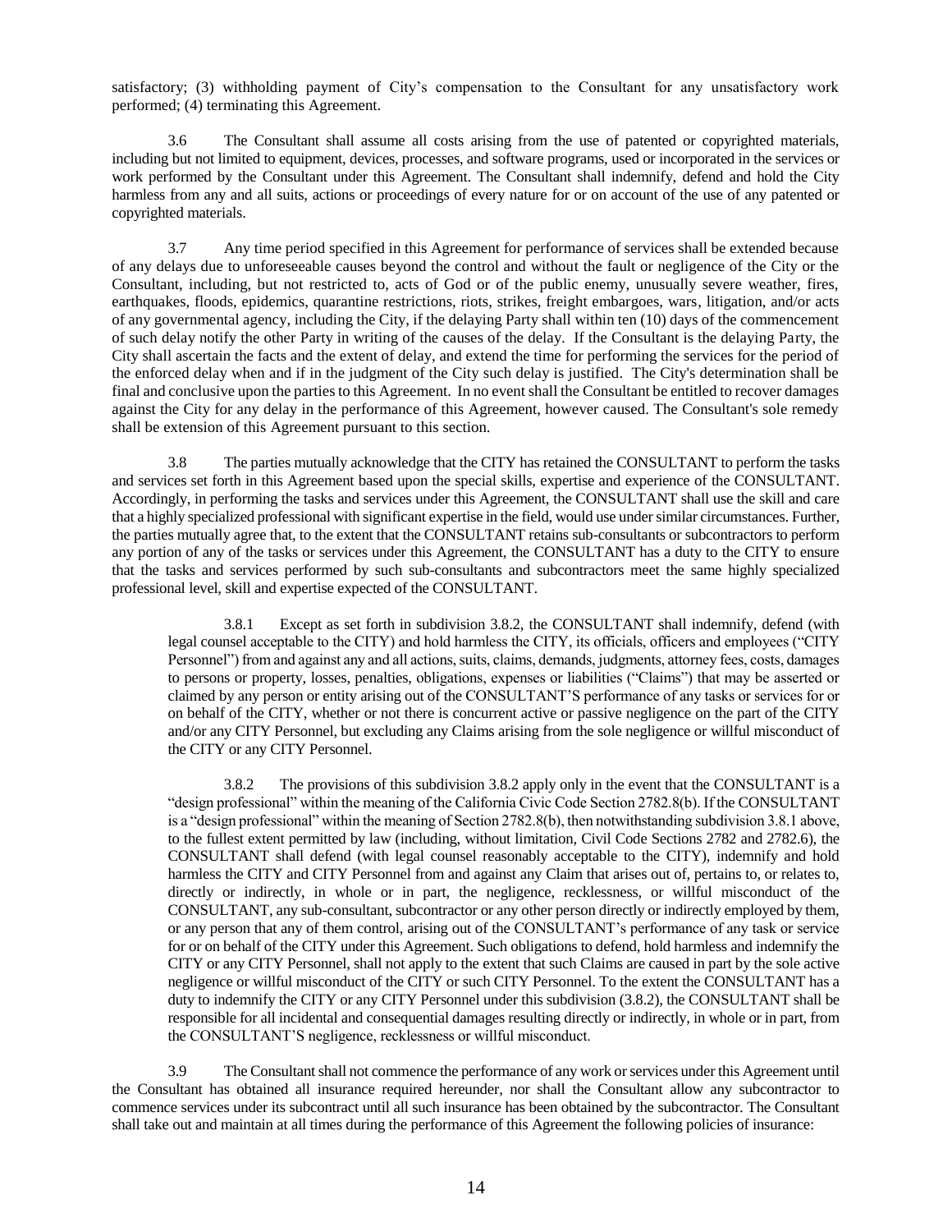satisfactory; (3) withholding payment of City's compensation to the Consultant for any unsatisfactory work performed; (4) terminating this Agreement.

3.6 The Consultant shall assume all costs arising from the use of patented or copyrighted materials, including but not limited to equipment, devices, processes, and software programs, used or incorporated in the services or work performed by the Consultant under this Agreement. The Consultant shall indemnify, defend and hold the City harmless from any and all suits, actions or proceedings of every nature for or on account of the use of any patented or copyrighted materials.

3.7 Any time period specified in this Agreement for performance of services shall be extended because of any delays due to unforeseeable causes beyond the control and without the fault or negligence of the City or the Consultant, including, but not restricted to, acts of God or of the public enemy, unusually severe weather, fires, earthquakes, floods, epidemics, quarantine restrictions, riots, strikes, freight embargoes, wars, litigation, and/or acts of any governmental agency, including the City, if the delaying Party shall within ten (10) days of the commencement of such delay notify the other Party in writing of the causes of the delay. If the Consultant is the delaying Party, the City shall ascertain the facts and the extent of delay, and extend the time for performing the services for the period of the enforced delay when and if in the judgment of the City such delay is justified. The City's determination shall be final and conclusive upon the parties to this Agreement. In no event shall the Consultant be entitled to recover damages against the City for any delay in the performance of this Agreement, however caused. The Consultant's sole remedy shall be extension of this Agreement pursuant to this section.

3.8 The parties mutually acknowledge that the CITY has retained the CONSULTANT to perform the tasks and services set forth in this Agreement based upon the special skills, expertise and experience of the CONSULTANT. Accordingly, in performing the tasks and services under this Agreement, the CONSULTANT shall use the skill and care that a highly specialized professional with significant expertise in the field, would use under similar circumstances. Further, the parties mutually agree that, to the extent that the CONSULTANT retains sub-consultants or subcontractors to perform any portion of any of the tasks or services under this Agreement, the CONSULTANT has a duty to the CITY to ensure that the tasks and services performed by such sub-consultants and subcontractors meet the same highly specialized professional level, skill and expertise expected of the CONSULTANT.

> 3.8.1 Except as set forth in subdivision 3.8.2, the CONSULTANT shall indemnify, defend (with legal counsel acceptable to the CITY) and hold harmless the CITY, its officials, officers and employees ("CITY Personnel") from and against any and all actions, suits, claims, demands, judgments, attorney fees, costs, damages to persons or property, losses, penalties, obligations, expenses or liabilities ("Claims") that may be asserted or claimed by any person or entity arising out of the CONSULTANT'S performance of any tasks or services for or on behalf of the CITY, whether or not there is concurrent active or passive negligence on the part of the CITY and/or any CITY Personnel, but excluding any Claims arising from the sole negligence or willful misconduct of the CITY or any CITY Personnel.
>
> 3.8.2 The provisions of this subdivision 3.8.2 apply only in the event that the CONSULTANT is a "design professional" within the meaning of the California Civic Code Section 2782.8(b). If the CONSULTANT is a "design professional" within the meaning of Section 2782.8(b), then notwithstanding subdivision 3.8.1 above, to the fullest extent permitted by law (including, without limitation, Civil Code Sections 2782 and 2782.6), the CONSULTANT shall defend (with legal counsel reasonably acceptable to the CITY), indemnify and hold harmless the CITY and CITY Personnel from and against any Claim that arises out of, pertains to, or relates to, directly or indirectly, in whole or in part, the negligence, recklessness, or willful misconduct of the CONSULTANT, any sub-consultant, subcontractor or any other person directly or indirectly employed by them, or any person that any of them control, arising out of the CONSULTANT's performance of any task or service for or on behalf of the CITY under this Agreement. Such obligations to defend, hold harmless and indemnify the CITY or any CITY Personnel, shall not apply to the extent that such Claims are caused in part by the sole active negligence or willful misconduct of the CITY or such CITY Personnel. To the extent the CONSULTANT has a duty to indemnify the CITY or any CITY Personnel under this subdivision (3.8.2), the CONSULTANT shall be responsible for all incidental and consequential damages resulting directly or indirectly, in whole or in part, from the CONSULTANT'S negligence, recklessness or willful misconduct.

3.9 The Consultant shall not commence the performance of any work or services under this Agreement until the Consultant has obtained all insurance required hereunder, nor shall the Consultant allow any subcontractor to commence services under its subcontract until all such insurance has been obtained by the subcontractor. The Consultant shall take out and maintain at all times during the performance of this Agreement the following policies of insurance: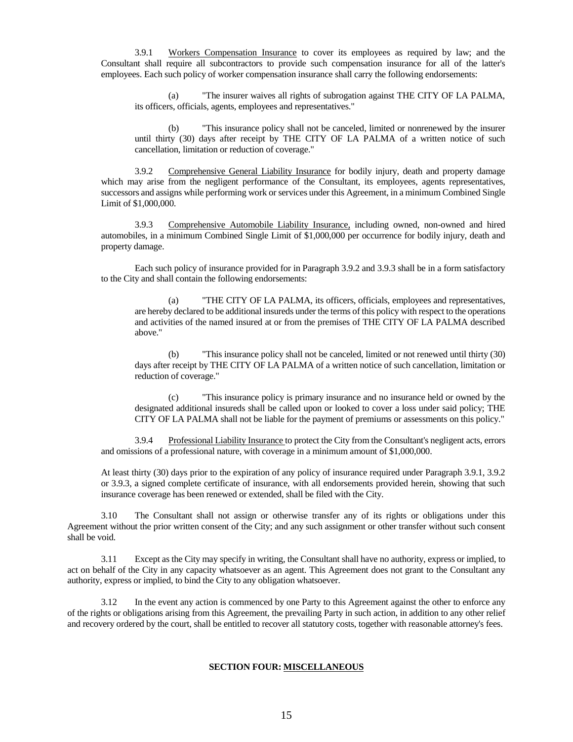3.9.1 Workers Compensation Insurance to cover its employees as required by law; and the Consultant shall require all subcontractors to provide such compensation insurance for all of the latter's employees. Each such policy of worker compensation insurance shall carry the following endorsements:

(a) "The insurer waives all rights of subrogation against THE CITY OF LA PALMA, its officers, officials, agents, employees and representatives."

(b) "This insurance policy shall not be canceled, limited or nonrenewed by the insurer until thirty (30) days after receipt by THE CITY OF LA PALMA of a written notice of such cancellation, limitation or reduction of coverage."

3.9.2 Comprehensive General Liability Insurance for bodily injury, death and property damage which may arise from the negligent performance of the Consultant, its employees, agents representatives, successors and assigns while performing work or services under this Agreement, in a minimum Combined Single Limit of $1,000,000.

3.9.3 Comprehensive Automobile Liability Insurance, including owned, non-owned and hired automobiles, in a minimum Combined Single Limit of $1,000,000 per occurrence for bodily injury, death and property damage.

Each such policy of insurance provided for in Paragraph 3.9.2 and 3.9.3 shall be in a form satisfactory to the City and shall contain the following endorsements:

(a) "THE CITY OF LA PALMA, its officers, officials, employees and representatives, are hereby declared to be additional insureds under the terms of this policy with respect to the operations and activities of the named insured at or from the premises of THE CITY OF LA PALMA described above."

(b) "This insurance policy shall not be canceled, limited or not renewed until thirty (30) days after receipt by THE CITY OF LA PALMA of a written notice of such cancellation, limitation or reduction of coverage."

(c) "This insurance policy is primary insurance and no insurance held or owned by the designated additional insureds shall be called upon or looked to cover a loss under said policy; THE CITY OF LA PALMA shall not be liable for the payment of premiums or assessments on this policy."

3.9.4 Professional Liability Insurance to protect the City from the Consultant's negligent acts, errors and omissions of a professional nature, with coverage in a minimum amount of $1,000,000.

At least thirty (30) days prior to the expiration of any policy of insurance required under Paragraph 3.9.1, 3.9.2 or 3.9.3, a signed complete certificate of insurance, with all endorsements provided herein, showing that such insurance coverage has been renewed or extended, shall be filed with the City.

3.10 The Consultant shall not assign or otherwise transfer any of its rights or obligations under this Agreement without the prior written consent of the City; and any such assignment or other transfer without such consent shall be void.

3.11 Except as the City may specify in writing, the Consultant shall have no authority, express or implied, to act on behalf of the City in any capacity whatsoever as an agent. This Agreement does not grant to the Consultant any authority, express or implied, to bind the City to any obligation whatsoever.

3.12 In the event any action is commenced by one Party to this Agreement against the other to enforce any of the rights or obligations arising from this Agreement, the prevailing Party in such action, in addition to any other relief and recovery ordered by the court, shall be entitled to recover all statutory costs, together with reasonable attorney's fees.

## SECTION FOUR: MISCELLANEOUS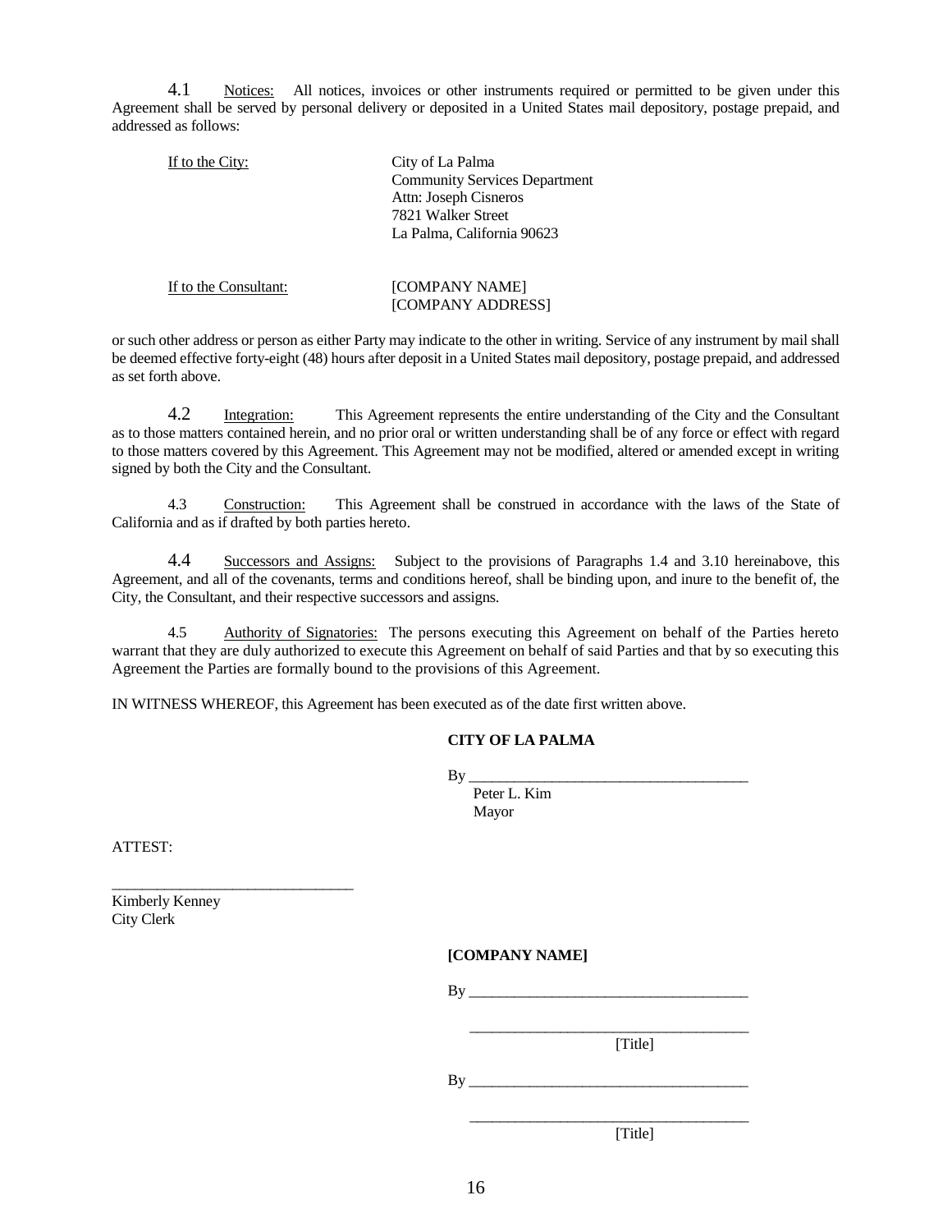4.1 Notices: All notices, invoices or other instruments required or permitted to be given under this Agreement shall be served by personal delivery or deposited in a United States mail depository, postage prepaid, and addressed as follows:

If to the City:

City of La Palma
Community Services Department
Attn: Joseph Cisneros
7821 Walker Street
La Palma, California 90623

If to the Consultant:

[COMPANY NAME]
[COMPANY ADDRESS]

or such other address or person as either Party may indicate to the other in writing. Service of any instrument by mail shall be deemed effective forty-eight (48) hours after deposit in a United States mail depository, postage prepaid, and addressed as set forth above.

4.2 Integration: This Agreement represents the entire understanding of the City and the Consultant as to those matters contained herein, and no prior oral or written understanding shall be of any force or effect with regard to those matters covered by this Agreement. This Agreement may not be modified, altered or amended except in writing signed by both the City and the Consultant.

4.3 Construction: This Agreement shall be construed in accordance with the laws of the State of California and as if drafted by both parties hereto.

4.4 Successors and Assigns: Subject to the provisions of Paragraphs 1.4 and 3.10 hereinabove, this Agreement, and all of the covenants, terms and conditions hereof, shall be binding upon, and inure to the benefit of, the City, the Consultant, and their respective successors and assigns.

4.5 Authority of Signatories: The persons executing this Agreement on behalf of the Parties hereto warrant that they are duly authorized to execute this Agreement on behalf of said Parties and that by so executing this Agreement the Parties are formally bound to the provisions of this Agreement.

IN WITNESS WHEREOF, this Agreement has been executed as of the date first written above.

**CITY OF LA PALMA**

By ___________________________________
Peter L. Kim
Mayor

ATTEST:

_______________________________
Kimberly Kenney
City Clerk

**[COMPANY NAME]**

By ___________________________________

___________________________________
[Title]

By ___________________________________

___________________________________
[Title]